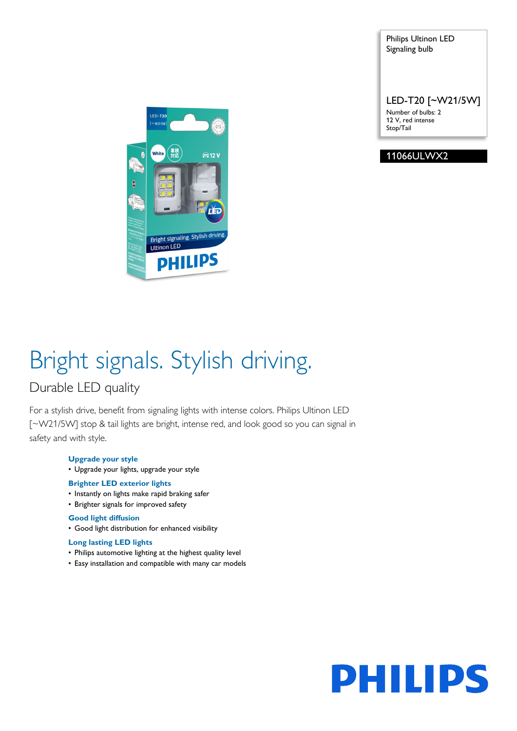Philips Ultinon LED Signaling bulb

LED-T20 [~W21/5W]

Number of bulbs: 2
12 V, red intense
Stop/Tail

11066ULWX2

# Bright signals. Stylish driving.

## Durable LED quality

For a stylish drive, benefit from signaling lights with intense colors. Philips Ultinon LED [~W21/5W] stop & tail lights are bright, intense red, and look good so you can signal in safety and with style.

**Upgrade your style**

- Upgrade your lights, upgrade your style

**Brighter LED exterior lights**

- Instantly on lights make rapid braking safer
- Brighter signals for improved safety

**Good light diffusion**

- Good light distribution for enhanced visibility

**Long lasting LED lights**

- Philips automotive lighting at the highest quality level
- Easy installation and compatible with many car models

PHILIPS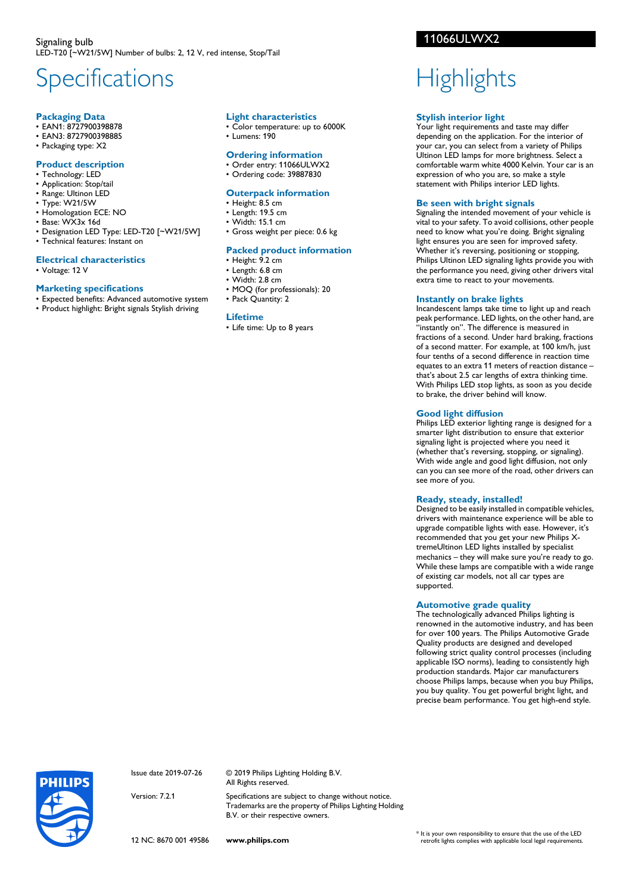Signaling bulb

LED-T20 [~W21/5W] Number of bulbs: 2, 12 V, red intense, Stop/Tail

11066ULWX2

# Specifications

### Packaging Data
- EAN1: 8727900398878
- EAN3: 8727900398885
- Packaging type: X2

### Product description
- Technology: LED
- Application: Stop/tail
- Range: Ultinon LED
- Type: W21/5W
- Homologation ECE: NO
- Base: WX3x 16d
- Designation LED Type: LED-T20 [~W21/5W]
- Technical features: Instant on

### Electrical characteristics
- Voltage: 12 V

### Marketing specifications
- Expected benefits: Advanced automotive system
- Product highlight: Bright signals Stylish driving

### Light characteristics
- Color temperature: up to 6000K
- Lumens: 190

### Ordering information
- Order entry: 11066ULWX2
- Ordering code: 39887830

### Outerpack information
- Height: 8.5 cm
- Length: 19.5 cm
- Width: 15.1 cm
- Gross weight per piece: 0.6 kg

### Packed product information
- Height: 9.2 cm
- Length: 6.8 cm
- Width: 2.8 cm
- MOQ (for professionals): 20
- Pack Quantity: 2

### Lifetime
- Life time: Up to 8 years

# Highlights

### Stylish interior light
Your light requirements and taste may differ depending on the application. For the interior of your car, you can select from a variety of Philips Ultinon LED lamps for more brightness. Select a comfortable warm white 4000 Kelvin. Your car is an expression of who you are, so make a style statement with Philips interior LED lights.

### Be seen with bright signals
Signaling the intended movement of your vehicle is vital to your safety. To avoid collisions, other people need to know what you're doing. Bright signaling light ensures you are seen for improved safety. Whether it's reversing, positioning or stopping, Philips Ultinon LED signaling lights provide you with the performance you need, giving other drivers vital extra time to react to your movements.

### Instantly on brake lights
Incandescent lamps take time to light up and reach peak performance. LED lights, on the other hand, are "instantly on". The difference is measured in fractions of a second. Under hard braking, fractions of a second matter. For example, at 100 km/h, just four tenths of a second difference in reaction time equates to an extra 11 meters of reaction distance – that's about 2.5 car lengths of extra thinking time. With Philips LED stop lights, as soon as you decide to brake, the driver behind will know.

### Good light diffusion
Philips LED exterior lighting range is designed for a smarter light distribution to ensure that exterior signaling light is projected where you need it (whether that's reversing, stopping, or signaling). With wide angle and good light diffusion, not only can you can see more of the road, other drivers can see more of you.

### Ready, steady, installed!
Designed to be easily installed in compatible vehicles, drivers with maintenance experience will be able to upgrade compatible lights with ease. However, it's recommended that you get your new Philips X-tremeUltinon LED lights installed by specialist mechanics – they will make sure you're ready to go. While these lamps are compatible with a wide range of existing car models, not all car types are supported.

### Automotive grade quality
The technologically advanced Philips lighting is renowned in the automotive industry, and has been for over 100 years. The Philips Automotive Grade Quality products are designed and developed following strict quality control processes (including applicable ISO norms), leading to consistently high production standards. Major car manufacturers choose Philips lamps, because when you buy Philips, you buy quality. You get powerful bright light, and precise beam performance. You get high-end style.

Issue date 2019-07-26

Version: 7.2.1

12 NC: 8670 001 49586

© 2019 Philips Lighting Holding B.V.
All Rights reserved.

Specifications are subject to change without notice. Trademarks are the property of Philips Lighting Holding B.V. or their respective owners.

**www.philips.com**

* It is your own responsibility to ensure that the use of the LED retrofit lights complies with applicable local legal requirements.